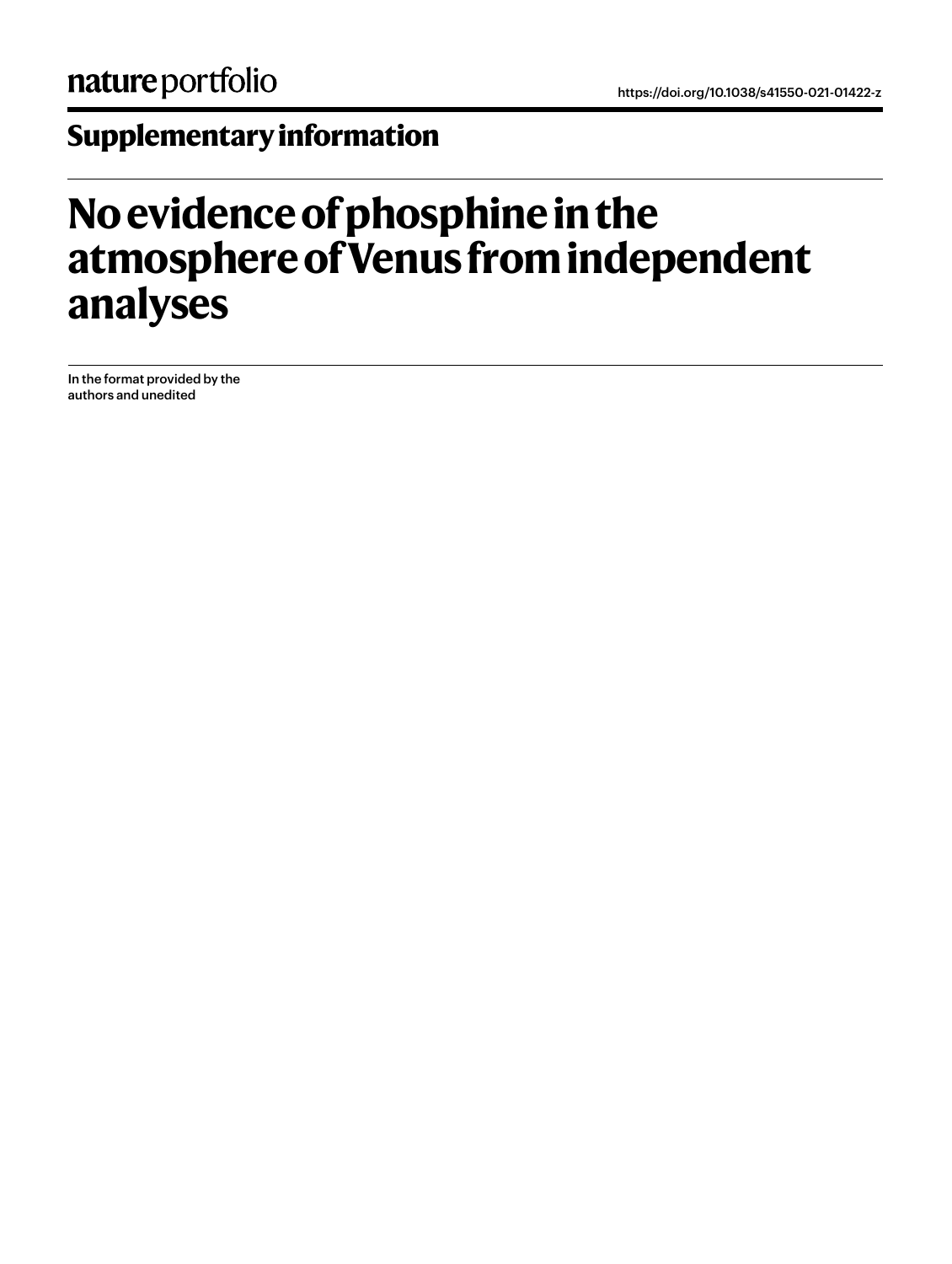nature portfolio

https://doi.org/10.1038/s41550-021-01422-z

## Supplementary information

# No evidence of phosphine in the atmosphere of Venus from independent analyses

In the format provided by the authors and unedited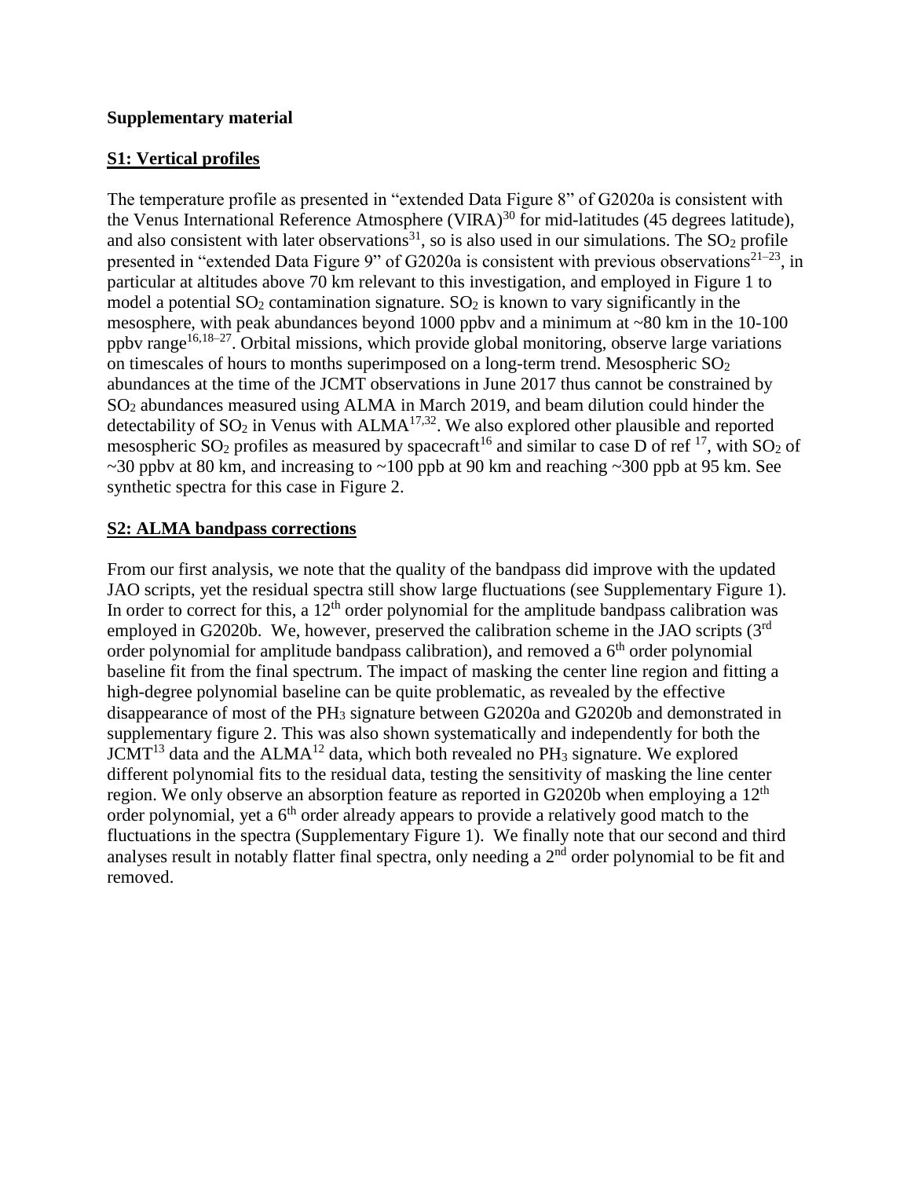**Supplementary material**

## S1: Vertical profiles

The temperature profile as presented in "extended Data Figure 8" of G2020a is consistent with the Venus International Reference Atmosphere (VIRA)[30] for mid-latitudes (45 degrees latitude), and also consistent with later observations[31], so is also used in our simulations. The $SO_2$ profile presented in "extended Data Figure 9" of G2020a is consistent with previous observations[21–23], in particular at altitudes above 70 km relevant to this investigation, and employed in Figure 1 to model a potential $SO_2$ contamination signature. $SO_2$ is known to vary significantly in the mesosphere, with peak abundances beyond 1000 ppbv and a minimum at ~80 km in the 10-100 ppbv range[16,18–27]. Orbital missions, which provide global monitoring, observe large variations on timescales of hours to months superimposed on a long-term trend. Mesospheric $SO_2$ abundances at the time of the JCMT observations in June 2017 thus cannot be constrained by $SO_2$ abundances measured using ALMA in March 2019, and beam dilution could hinder the detectability of $SO_2$ in Venus with ALMA[17,32]. We also explored other plausible and reported mesospheric $SO_2$ profiles as measured by spacecraft[16] and similar to case D of ref [17], with $SO_2$ of ~30 ppbv at 80 km, and increasing to ~100 ppb at 90 km and reaching ~300 ppb at 95 km. See synthetic spectra for this case in Figure 2.

## S2: ALMA bandpass corrections

From our first analysis, we note that the quality of the bandpass did improve with the updated JAO scripts, yet the residual spectra still show large fluctuations (see Supplementary Figure 1). In order to correct for this, a 12th order polynomial for the amplitude bandpass calibration was employed in G2020b. We, however, preserved the calibration scheme in the JAO scripts (3rd order polynomial for amplitude bandpass calibration), and removed a 6th order polynomial baseline fit from the final spectrum. The impact of masking the center line region and fitting a high-degree polynomial baseline can be quite problematic, as revealed by the effective disappearance of most of the $PH_3$ signature between G2020a and G2020b and demonstrated in supplementary figure 2. This was also shown systematically and independently for both the JCMT[13] data and the ALMA[12] data, which both revealed no $PH_3$ signature. We explored different polynomial fits to the residual data, testing the sensitivity of masking the line center region. We only observe an absorption feature as reported in G2020b when employing a 12th order polynomial, yet a 6th order already appears to provide a relatively good match to the fluctuations in the spectra (Supplementary Figure 1). We finally note that our second and third analyses result in notably flatter final spectra, only needing a 2nd order polynomial to be fit and removed.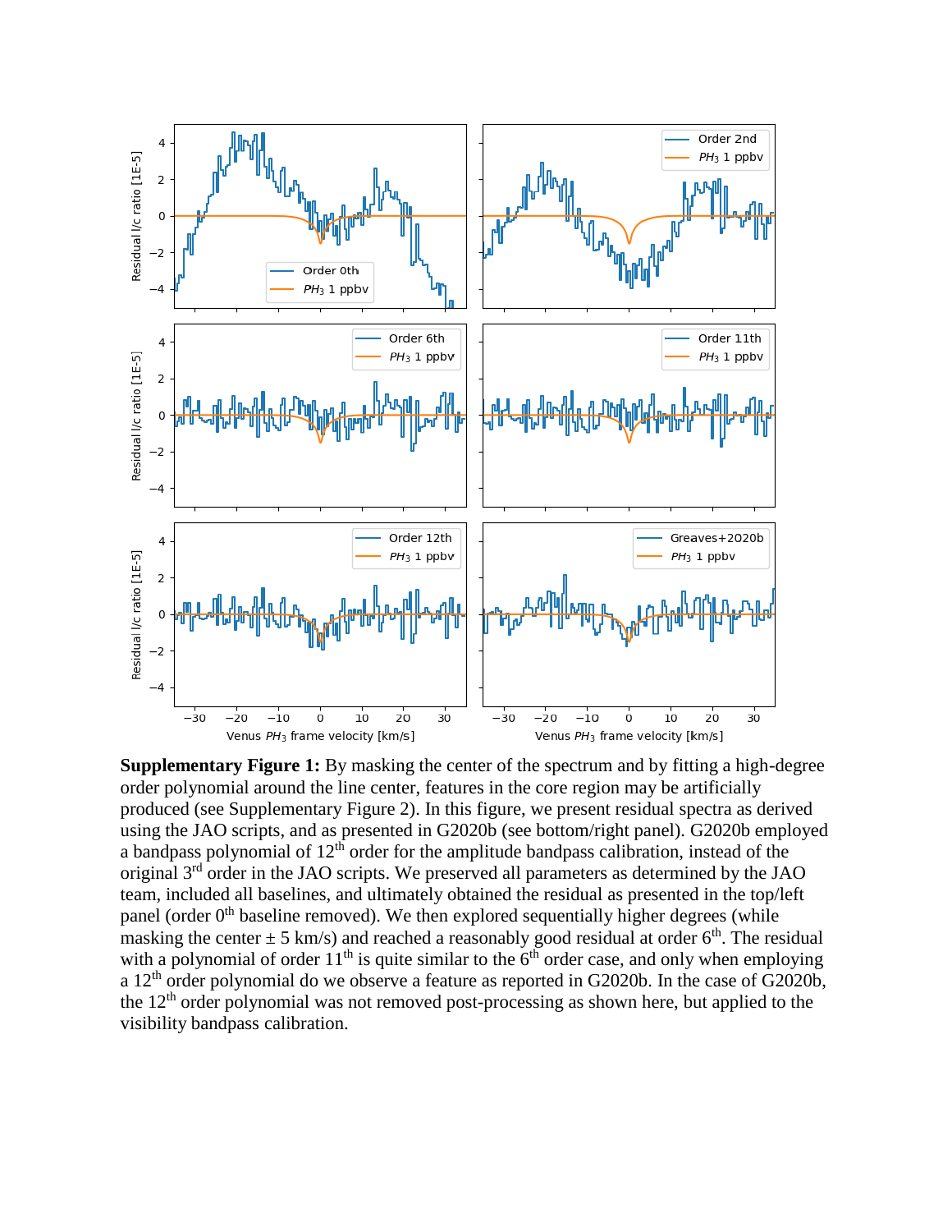**Supplementary Figure 1:** By masking the center of the spectrum and by fitting a high-degree order polynomial around the line center, features in the core region may be artificially produced (see Supplementary Figure 2). In this figure, we present residual spectra as derived using the JAO scripts, and as presented in G2020b (see bottom/right panel). G2020b employed a bandpass polynomial of 12$^{th}$ order for the amplitude bandpass calibration, instead of the original 3$^{rd}$ order in the JAO scripts. We preserved all parameters as determined by the JAO team, included all baselines, and ultimately obtained the residual as presented in the top/left panel (order 0$^{th}$ baseline removed). We then explored sequentially higher degrees (while masking the center ± 5 km/s) and reached a reasonably good residual at order 6$^{th}$. The residual with a polynomial of order 11$^{th}$ is quite similar to the 6$^{th}$ order case, and only when employing a 12$^{th}$ order polynomial do we observe a feature as reported in G2020b. In the case of G2020b, the 12$^{th}$ order polynomial was not removed post-processing as shown here, but applied to the visibility bandpass calibration.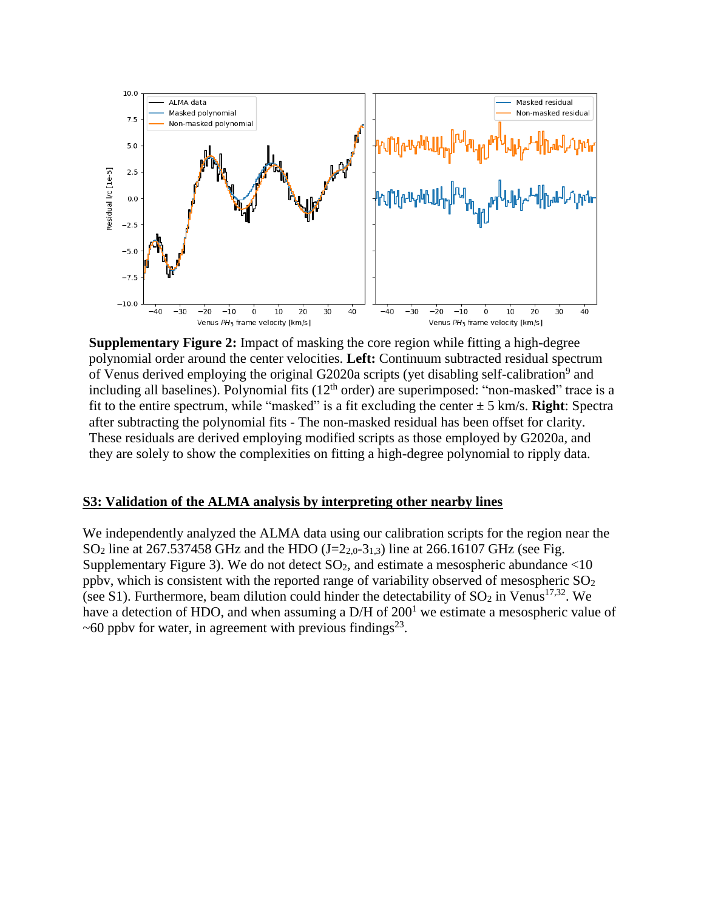**Supplementary Figure 2:** Impact of masking the core region while fitting a high-degree polynomial order around the center velocities. **Left:** Continuum subtracted residual spectrum of Venus derived employing the original G2020a scripts (yet disabling self-calibration[9] and including all baselines). Polynomial fits (12[th] order) are superimposed: "non-masked" trace is a fit to the entire spectrum, while "masked" is a fit excluding the center ± 5 km/s. **Right**: Spectra after subtracting the polynomial fits - The non-masked residual has been offset for clarity. These residuals are derived employing modified scripts as those employed by G2020a, and they are solely to show the complexities on fitting a high-degree polynomial to ripply data.

## S3: Validation of the ALMA analysis by interpreting other nearby lines

We independently analyzed the ALMA data using our calibration scripts for the region near the $SO_2$ line at 267.537458 GHz and the HDO ($J=2_{2,0}$-$3_{1,3}$) line at 266.16107 GHz (see Fig. Supplementary Figure 3). We do not detect $SO_2$, and estimate a mesospheric abundance <10 ppbv, which is consistent with the reported range of variability observed of mesospheric $SO_2$ (see S1). Furthermore, beam dilution could hinder the detectability of $SO_2$ in Venus[17,32]. We have a detection of HDO, and when assuming a D/H of 200[1] we estimate a mesospheric value of ~60 ppbv for water, in agreement with previous findings[23].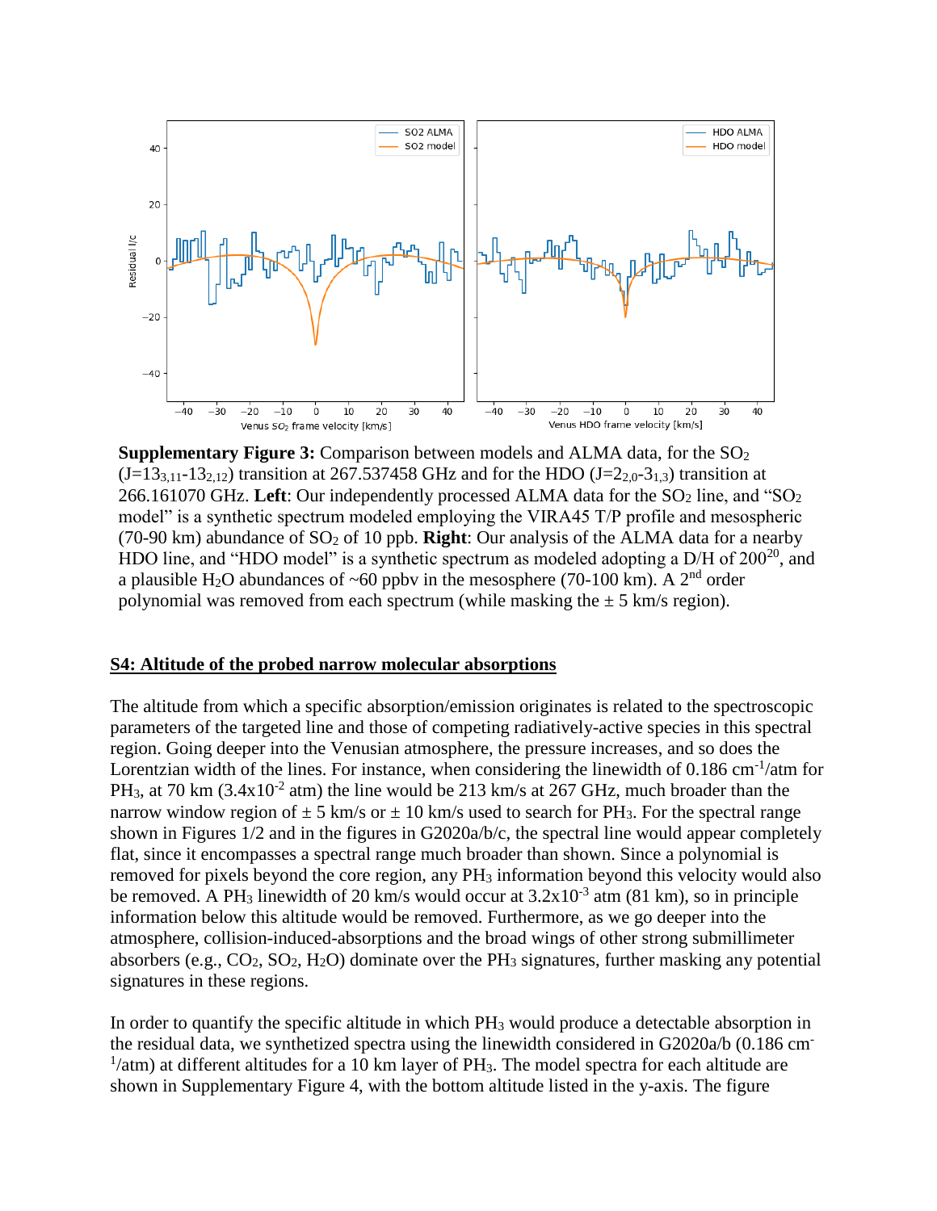**Supplementary Figure 3:** Comparison between models and ALMA data, for the $SO_2$ ($J=13_{3,11}$-$13_{2,12}$) transition at 267.537458 GHz and for the HDO ($J=2_{2,0}$-$3_{1,3}$) transition at 266.161070 GHz. **Left**: Our independently processed ALMA data for the $SO_2$ line, and "$SO_2$ model" is a synthetic spectrum modeled employing the VIRA45 T/P profile and mesospheric (70-90 km) abundance of $SO_2$ of 10 ppb. **Right**: Our analysis of the ALMA data for a nearby HDO line, and "HDO model" is a synthetic spectrum as modeled adopting a D/H of 200[20], and a plausible $H_2O$ abundances of ~60 ppbv in the mesosphere (70-100 km). A 2[nd] order polynomial was removed from each spectrum (while masking the ± 5 km/s region).

## S4: Altitude of the probed narrow molecular absorptions

The altitude from which a specific absorption/emission originates is related to the spectroscopic parameters of the targeted line and those of competing radiatively-active species in this spectral region. Going deeper into the Venusian atmosphere, the pressure increases, and so does the Lorentzian width of the lines. For instance, when considering the linewidth of 0.186 $cm^{-1}$/atm for $PH_3$, at 70 km ($3.4 \times 10^{-2}$ atm) the line would be 213 km/s at 267 GHz, much broader than the narrow window region of ± 5 km/s or ± 10 km/s used to search for $PH_3$. For the spectral range shown in Figures 1/2 and in the figures in G2020a/b/c, the spectral line would appear completely flat, since it encompasses a spectral range much broader than shown. Since a polynomial is removed for pixels beyond the core region, any $PH_3$ information beyond this velocity would also be removed. A $PH_3$ linewidth of 20 km/s would occur at $3.2 \times 10^{-3}$ atm (81 km), so in principle information below this altitude would be removed. Furthermore, as we go deeper into the atmosphere, collision-induced-absorptions and the broad wings of other strong submillimeter absorbers (e.g., $CO_2$, $SO_2$, $H_2O$) dominate over the $PH_3$ signatures, further masking any potential signatures in these regions.

In order to quantify the specific altitude in which $PH_3$ would produce a detectable absorption in the residual data, we synthetized spectra using the linewidth considered in G2020a/b (0.186 $cm^{-1}$/atm) at different altitudes for a 10 km layer of $PH_3$. The model spectra for each altitude are shown in Supplementary Figure 4, with the bottom altitude listed in the y-axis. The figure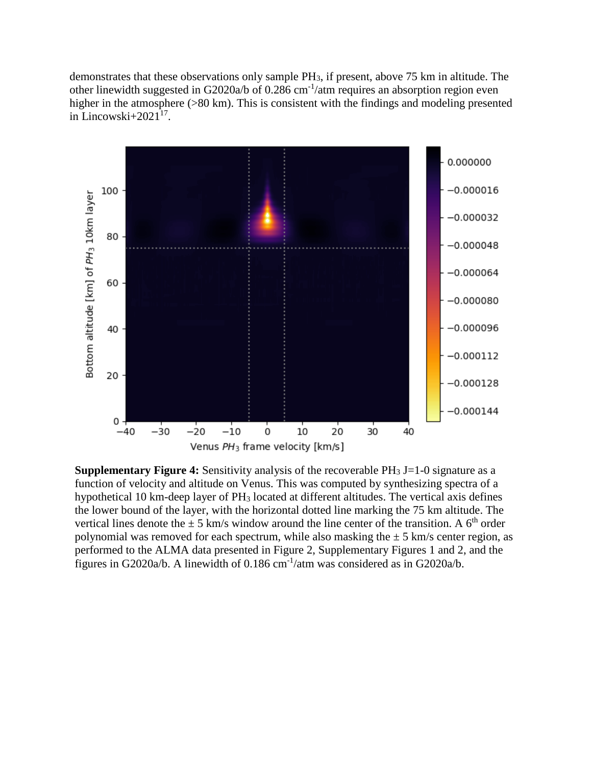demonstrates that these observations only sample $PH_3$, if present, above 75 km in altitude. The other linewidth suggested in G2020a/b of 0.286 $cm^{-1}$/atm requires an absorption region even higher in the atmosphere (>80 km). This is consistent with the findings and modeling presented in Lincowski+2021[17].

Bottom altitude [km] of $PH_3$ 10km layer

100
80
60
40
20
0

−40 −30 −20 −10 0 10 20 30 40

Venus $PH_3$ frame velocity [km/s]

0.000000
−0.000016
−0.000032
−0.000048
−0.000064
−0.000080
−0.000096
−0.000112
−0.000128
−0.000144

**Supplementary Figure 4:** Sensitivity analysis of the recoverable $PH_3$ J=1-0 signature as a function of velocity and altitude on Venus. This was computed by synthesizing spectra of a hypothetical 10 km-deep layer of $PH_3$ located at different altitudes. The vertical axis defines the lower bound of the layer, with the horizontal dotted line marking the 75 km altitude. The vertical lines denote the ± 5 km/s window around the line center of the transition. A $6^{th}$ order polynomial was removed for each spectrum, while also masking the ± 5 km/s center region, as performed to the ALMA data presented in Figure 2, Supplementary Figures 1 and 2, and the figures in G2020a/b. A linewidth of 0.186 $cm^{-1}$/atm was considered as in G2020a/b.